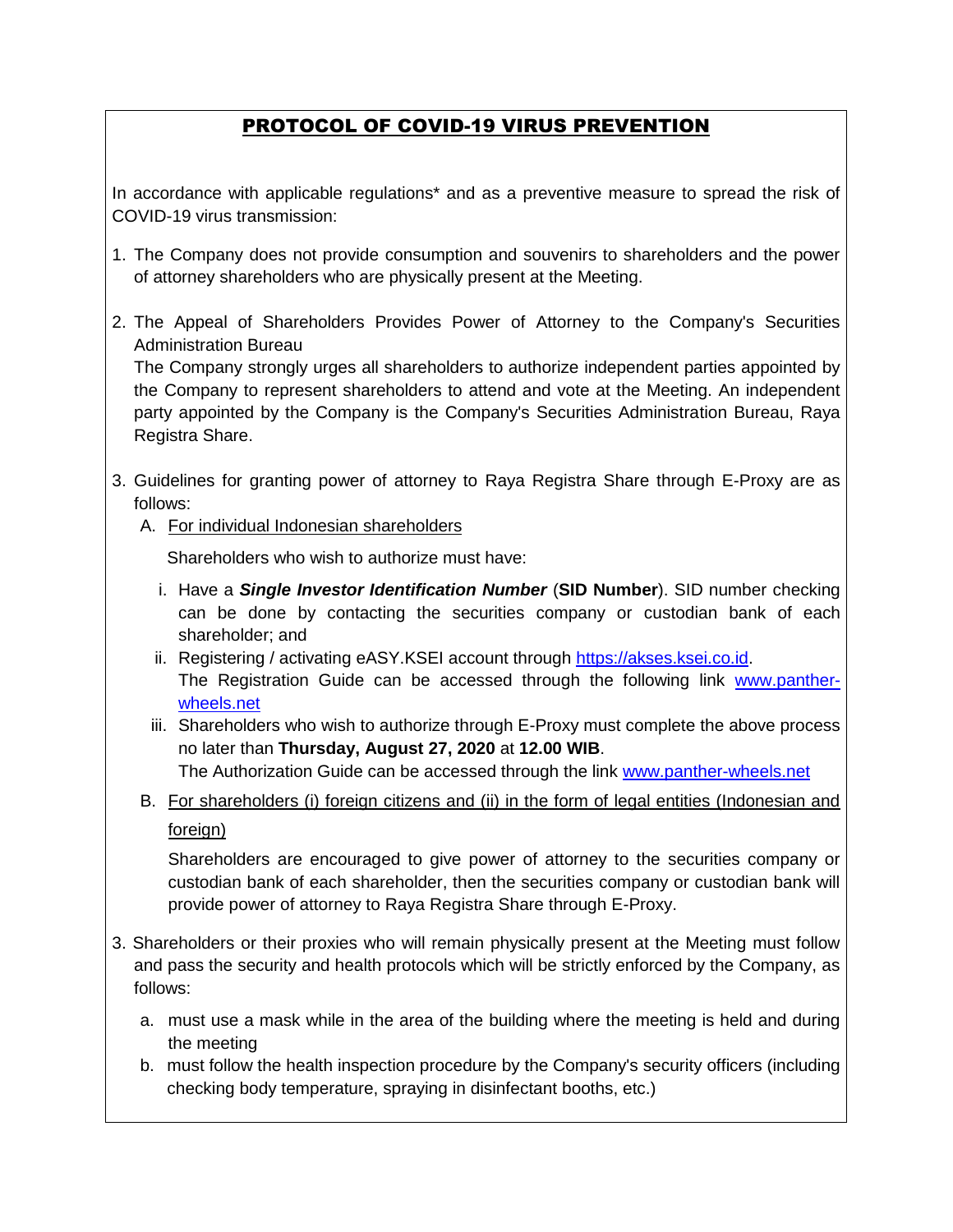# PROTOCOL OF COVID-19 VIRUS PREVENTION

In accordance with applicable regulations* and as a preventive measure to spread the risk of COVID-19 virus transmission:

1. The Company does not provide consumption and souvenirs to shareholders and the power of attorney shareholders who are physically present at the Meeting.

2. The Appeal of Shareholders Provides Power of Attorney to the Company's Securities Administration Bureau
   The Company strongly urges all shareholders to authorize independent parties appointed by the Company to represent shareholders to attend and vote at the Meeting. An independent party appointed by the Company is the Company's Securities Administration Bureau, Raya Registra Share.

3. Guidelines for granting power of attorney to Raya Registra Share through E-Proxy are as follows:
   A. For individual Indonesian shareholders

      Shareholders who wish to authorize must have:

      i. Have a ***Single Investor Identification Number*** (**SID Number**). SID number checking can be done by contacting the securities company or custodian bank of each shareholder; and
      ii. Registering / activating eASY.KSEI account through https://akses.ksei.co.id.
      The Registration Guide can be accessed through the following link www.panther-wheels.net
      iii. Shareholders who wish to authorize through E-Proxy must complete the above process no later than **Thursday, August 27, 2020** at **12.00 WIB**.
      The Authorization Guide can be accessed through the link www.panther-wheels.net

   B. For shareholders (i) foreign citizens and (ii) in the form of legal entities (Indonesian and foreign)

      Shareholders are encouraged to give power of attorney to the securities company or custodian bank of each shareholder, then the securities company or custodian bank will provide power of attorney to Raya Registra Share through E-Proxy.

3. Shareholders or their proxies who will remain physically present at the Meeting must follow and pass the security and health protocols which will be strictly enforced by the Company, as follows:
   a. must use a mask while in the area of the building where the meeting is held and during the meeting
   b. must follow the health inspection procedure by the Company's security officers (including checking body temperature, spraying in disinfectant booths, etc.)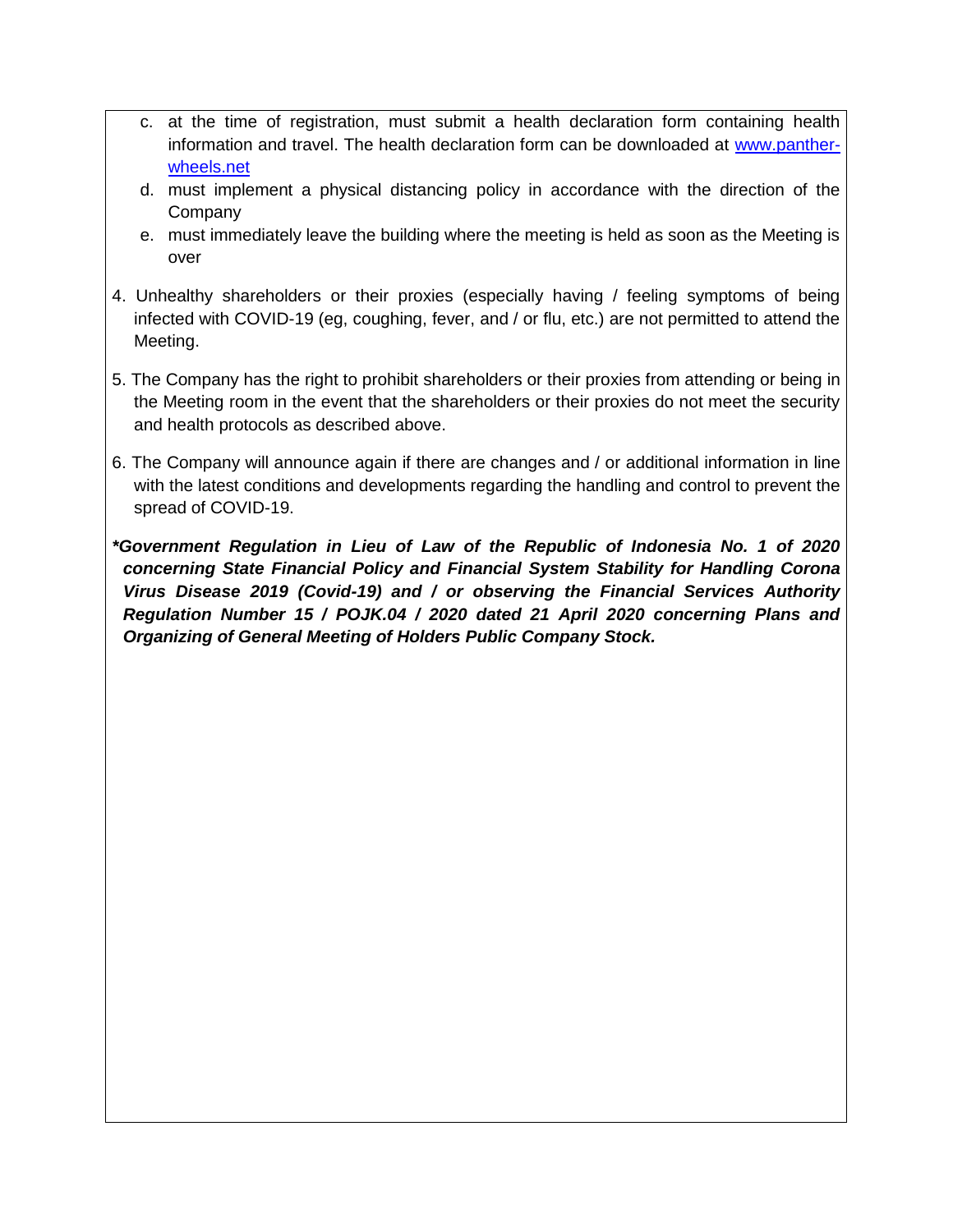c. at the time of registration, must submit a health declaration form containing health information and travel. The health declaration form can be downloaded at [www.panther-wheels.net](http://www.panther-wheels.net)

d. must implement a physical distancing policy in accordance with the direction of the Company

e. must immediately leave the building where the meeting is held as soon as the Meeting is over

4. Unhealthy shareholders or their proxies (especially having / feeling symptoms of being infected with COVID-19 (eg, coughing, fever, and / or flu, etc.) are not permitted to attend the Meeting.

5. The Company has the right to prohibit shareholders or their proxies from attending or being in the Meeting room in the event that the shareholders or their proxies do not meet the security and health protocols as described above.

6. The Company will announce again if there are changes and / or additional information in line with the latest conditions and developments regarding the handling and control to prevent the spread of COVID-19.

***Government Regulation in Lieu of Law of the Republic of Indonesia No. 1 of 2020 concerning State Financial Policy and Financial System Stability for Handling Corona Virus Disease 2019 (Covid-19) and / or observing the Financial Services Authority Regulation Number 15 / POJK.04 / 2020 dated 21 April 2020 concerning Plans and Organizing of General Meeting of Holders Public Company Stock.***